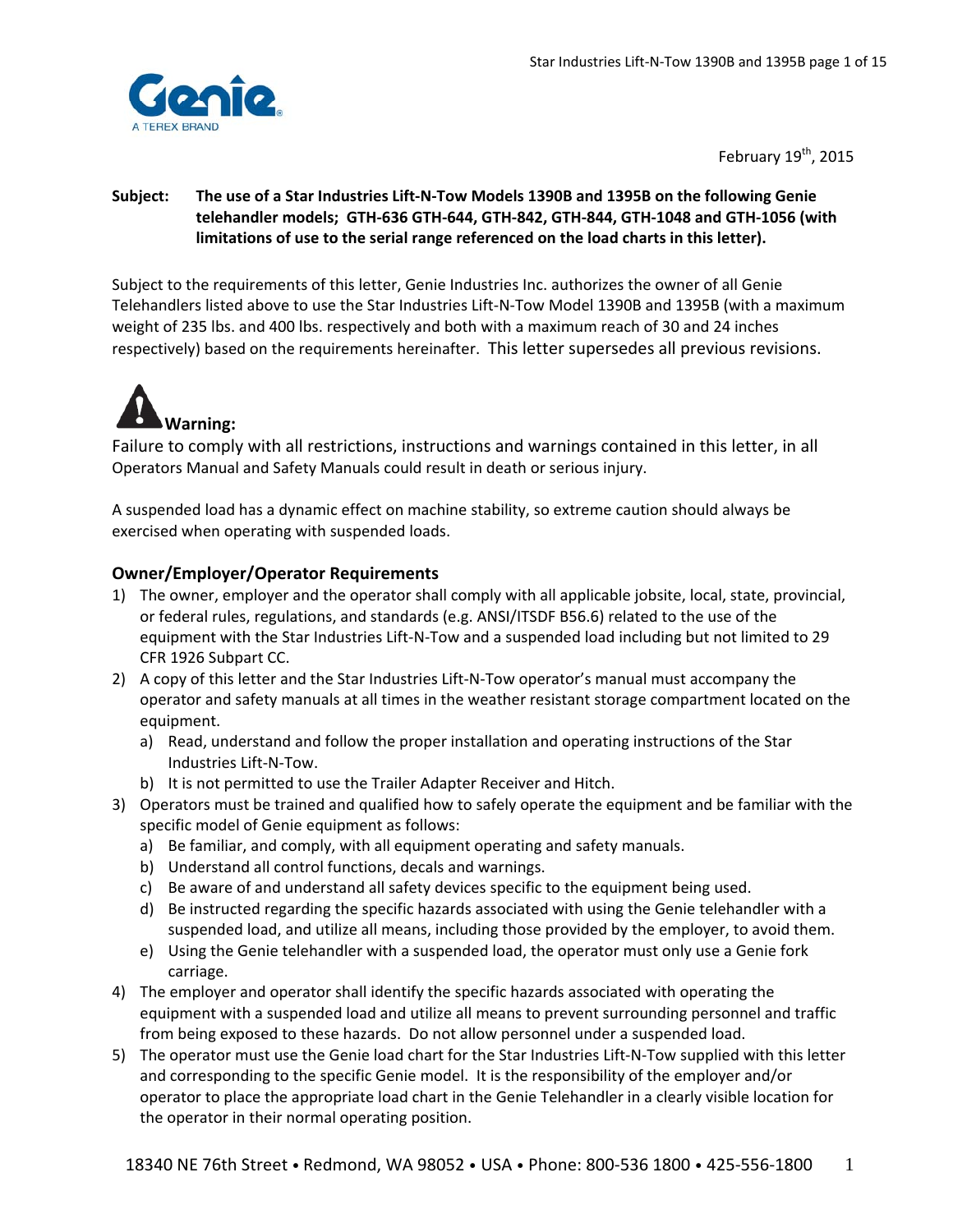February 19th, 2015

**Subject: The use of a Star Industries Lift-N-Tow Models 1390B and 1395B on the following Genie telehandler models; GTH-636 GTH-644, GTH-842, GTH-844, GTH-1048 and GTH-1056 (with limitations of use to the serial range referenced on the load charts in this letter).**

Subject to the requirements of this letter, Genie Industries Inc. authorizes the owner of all Genie Telehandlers listed above to use the Star Industries Lift-N-Tow Model 1390B and 1395B (with a maximum weight of 235 lbs. and 400 lbs. respectively and both with a maximum reach of 30 and 24 inches respectively) based on the requirements hereinafter. This letter supersedes all previous revisions.

**Warning:**

Failure to comply with all restrictions, instructions and warnings contained in this letter, in all Operators Manual and Safety Manuals could result in death or serious injury.

A suspended load has a dynamic effect on machine stability, so extreme caution should always be exercised when operating with suspended loads.

### Owner/Employer/Operator Requirements

1) The owner, employer and the operator shall comply with all applicable jobsite, local, state, provincial, or federal rules, regulations, and standards (e.g. ANSI/ITSDF B56.6) related to the use of the equipment with the Star Industries Lift-N-Tow and a suspended load including but not limited to 29 CFR 1926 Subpart CC.
2) A copy of this letter and the Star Industries Lift-N-Tow operator's manual must accompany the operator and safety manuals at all times in the weather resistant storage compartment located on the equipment.
   a) Read, understand and follow the proper installation and operating instructions of the Star Industries Lift-N-Tow.
   b) It is not permitted to use the Trailer Adapter Receiver and Hitch.
3) Operators must be trained and qualified how to safely operate the equipment and be familiar with the specific model of Genie equipment as follows:
   a) Be familiar, and comply, with all equipment operating and safety manuals.
   b) Understand all control functions, decals and warnings.
   c) Be aware of and understand all safety devices specific to the equipment being used.
   d) Be instructed regarding the specific hazards associated with using the Genie telehandler with a suspended load, and utilize all means, including those provided by the employer, to avoid them.
   e) Using the Genie telehandler with a suspended load, the operator must only use a Genie fork carriage.
4) The employer and operator shall identify the specific hazards associated with operating the equipment with a suspended load and utilize all means to prevent surrounding personnel and traffic from being exposed to these hazards. Do not allow personnel under a suspended load.
5) The operator must use the Genie load chart for the Star Industries Lift-N-Tow supplied with this letter and corresponding to the specific Genie model. It is the responsibility of the employer and/or operator to place the appropriate load chart in the Genie Telehandler in a clearly visible location for the operator in their normal operating position.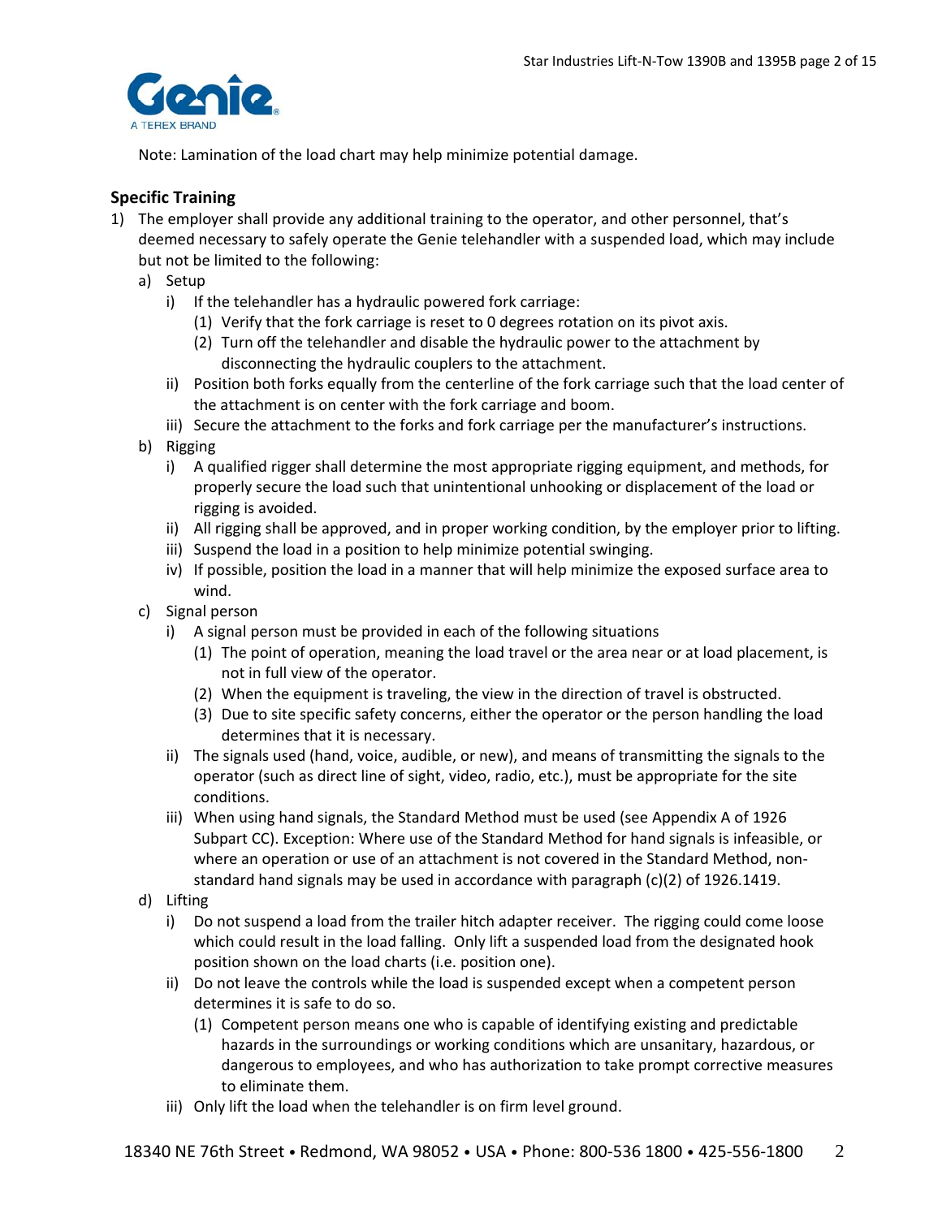Note: Lamination of the load chart may help minimize potential damage.

## Specific Training

1) The employer shall provide any additional training to the operator, and other personnel, that's deemed necessary to safely operate the Genie telehandler with a suspended load, which may include but not be limited to the following:
   a) Setup
      i) If the telehandler has a hydraulic powered fork carriage:
         (1) Verify that the fork carriage is reset to 0 degrees rotation on its pivot axis.
         (2) Turn off the telehandler and disable the hydraulic power to the attachment by disconnecting the hydraulic couplers to the attachment.
      ii) Position both forks equally from the centerline of the fork carriage such that the load center of the attachment is on center with the fork carriage and boom.
      iii) Secure the attachment to the forks and fork carriage per the manufacturer's instructions.
   b) Rigging
      i) A qualified rigger shall determine the most appropriate rigging equipment, and methods, for properly secure the load such that unintentional unhooking or displacement of the load or rigging is avoided.
      ii) All rigging shall be approved, and in proper working condition, by the employer prior to lifting.
      iii) Suspend the load in a position to help minimize potential swinging.
      iv) If possible, position the load in a manner that will help minimize the exposed surface area to wind.
   c) Signal person
      i) A signal person must be provided in each of the following situations
         (1) The point of operation, meaning the load travel or the area near or at load placement, is not in full view of the operator.
         (2) When the equipment is traveling, the view in the direction of travel is obstructed.
         (3) Due to site specific safety concerns, either the operator or the person handling the load determines that it is necessary.
      ii) The signals used (hand, voice, audible, or new), and means of transmitting the signals to the operator (such as direct line of sight, video, radio, etc.), must be appropriate for the site conditions.
      iii) When using hand signals, the Standard Method must be used (see Appendix A of 1926 Subpart CC). Exception: Where use of the Standard Method for hand signals is infeasible, or where an operation or use of an attachment is not covered in the Standard Method, non-standard hand signals may be used in accordance with paragraph (c)(2) of 1926.1419.
   d) Lifting
      i) Do not suspend a load from the trailer hitch adapter receiver. The rigging could come loose which could result in the load falling. Only lift a suspended load from the designated hook position shown on the load charts (i.e. position one).
      ii) Do not leave the controls while the load is suspended except when a competent person determines it is safe to do so.
         (1) Competent person means one who is capable of identifying existing and predictable hazards in the surroundings or working conditions which are unsanitary, hazardous, or dangerous to employees, and who has authorization to take prompt corrective measures to eliminate them.
      iii) Only lift the load when the telehandler is on firm level ground.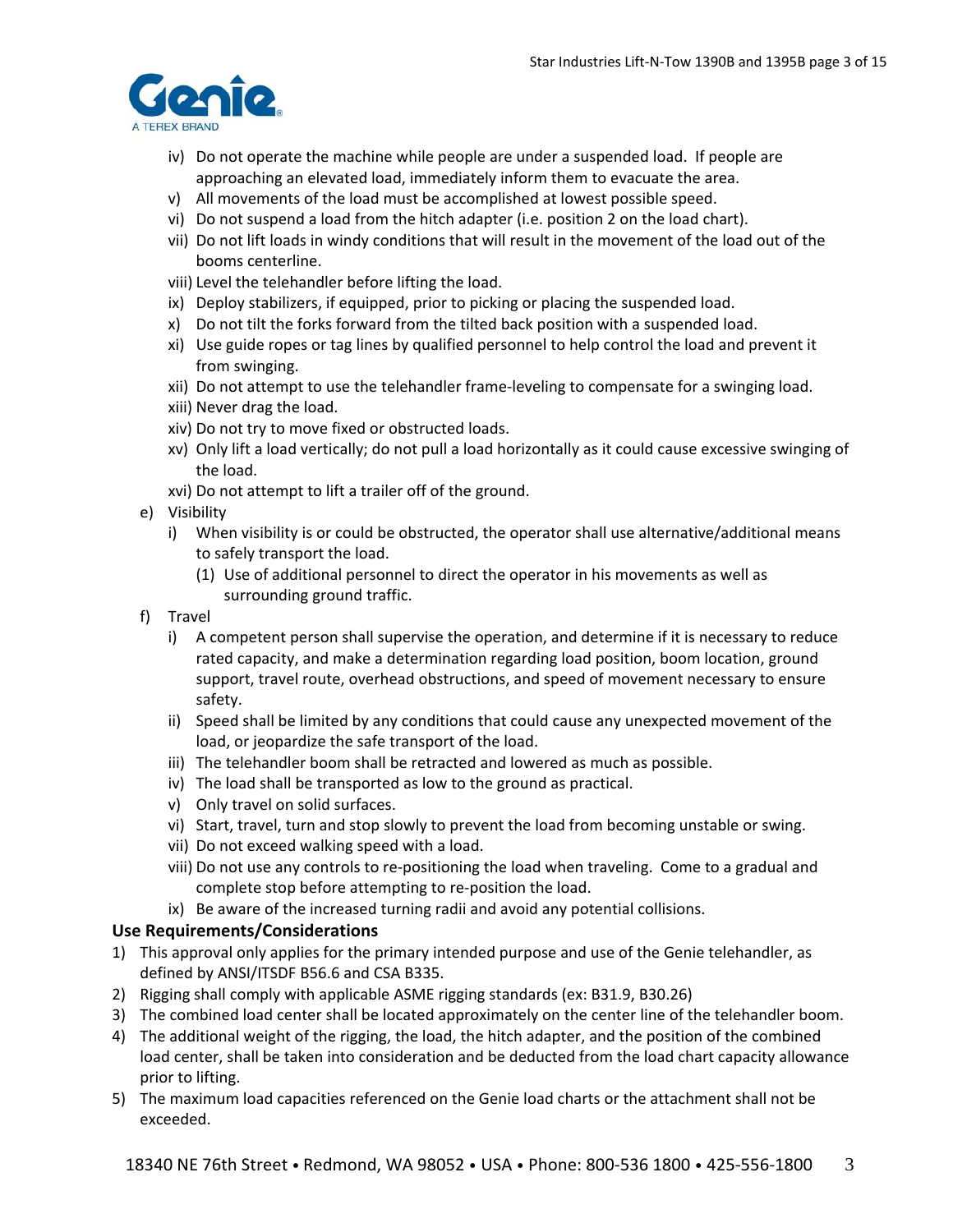iv) Do not operate the machine while people are under a suspended load. If people are approaching an elevated load, immediately inform them to evacuate the area.
v) All movements of the load must be accomplished at lowest possible speed.
vi) Do not suspend a load from the hitch adapter (i.e. position 2 on the load chart).
vii) Do not lift loads in windy conditions that will result in the movement of the load out of the booms centerline.
viii) Level the telehandler before lifting the load.
ix) Deploy stabilizers, if equipped, prior to picking or placing the suspended load.
x) Do not tilt the forks forward from the tilted back position with a suspended load.
xi) Use guide ropes or tag lines by qualified personnel to help control the load and prevent it from swinging.
xii) Do not attempt to use the telehandler frame-leveling to compensate for a swinging load.
xiii) Never drag the load.
xiv) Do not try to move fixed or obstructed loads.
xv) Only lift a load vertically; do not pull a load horizontally as it could cause excessive swinging of the load.
xvi) Do not attempt to lift a trailer off of the ground.

e) Visibility
   i) When visibility is or could be obstructed, the operator shall use alternative/additional means to safely transport the load.
      (1) Use of additional personnel to direct the operator in his movements as well as surrounding ground traffic.

f) Travel
   i) A competent person shall supervise the operation, and determine if it is necessary to reduce rated capacity, and make a determination regarding load position, boom location, ground support, travel route, overhead obstructions, and speed of movement necessary to ensure safety.
   ii) Speed shall be limited by any conditions that could cause any unexpected movement of the load, or jeopardize the safe transport of the load.
   iii) The telehandler boom shall be retracted and lowered as much as possible.
   iv) The load shall be transported as low to the ground as practical.
   v) Only travel on solid surfaces.
   vi) Start, travel, turn and stop slowly to prevent the load from becoming unstable or swing.
   vii) Do not exceed walking speed with a load.
   viii) Do not use any controls to re-positioning the load when traveling. Come to a gradual and complete stop before attempting to re-position the load.
   ix) Be aware of the increased turning radii and avoid any potential collisions.

**Use Requirements/Considerations**

1) This approval only applies for the primary intended purpose and use of the Genie telehandler, as defined by ANSI/ITSDF B56.6 and CSA B335.
2) Rigging shall comply with applicable ASME rigging standards (ex: B31.9, B30.26)
3) The combined load center shall be located approximately on the center line of the telehandler boom.
4) The additional weight of the rigging, the load, the hitch adapter, and the position of the combined load center, shall be taken into consideration and be deducted from the load chart capacity allowance prior to lifting.
5) The maximum load capacities referenced on the Genie load charts or the attachment shall not be exceeded.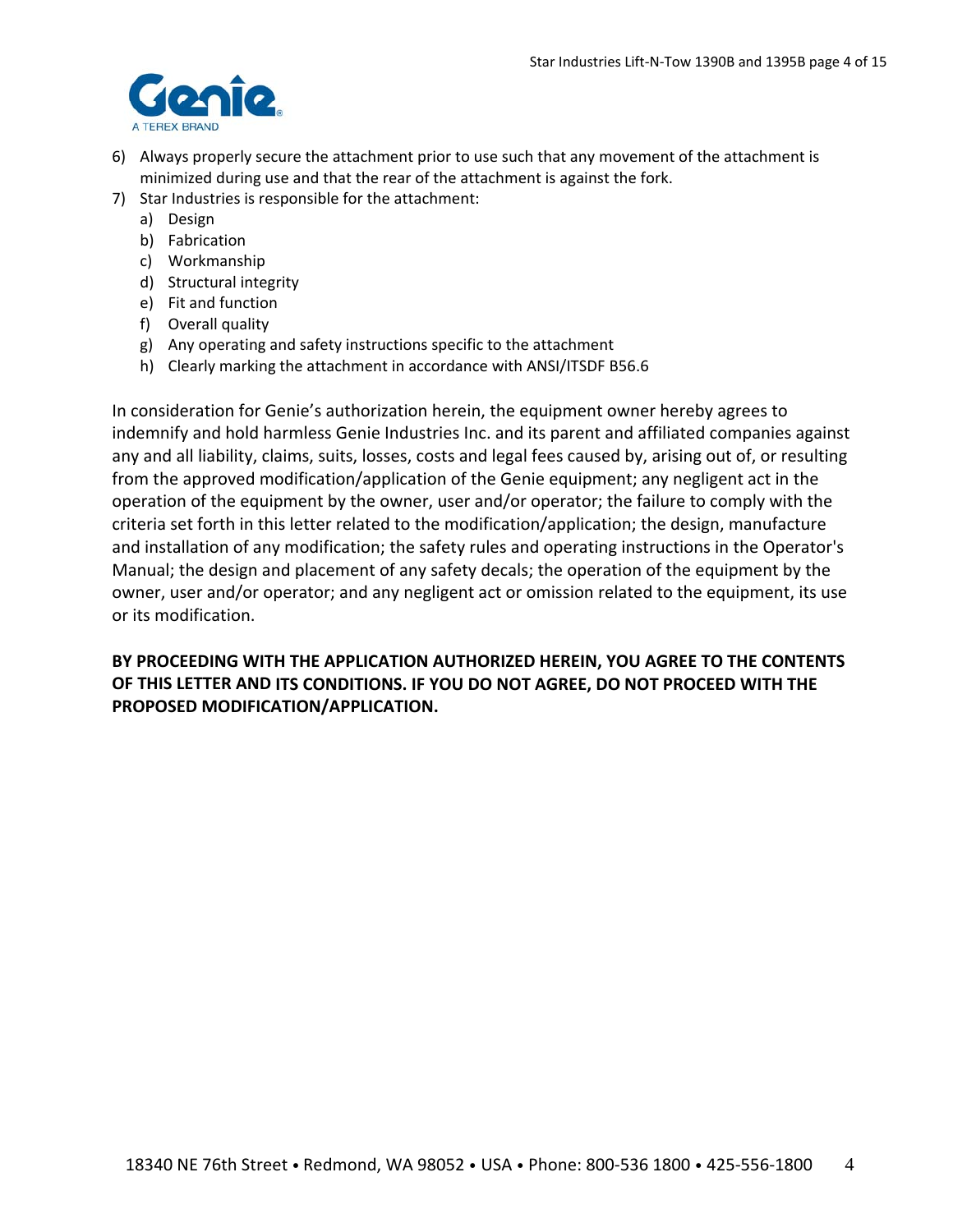6) Always properly secure the attachment prior to use such that any movement of the attachment is minimized during use and that the rear of the attachment is against the fork.
7) Star Industries is responsible for the attachment:
   a) Design
   b) Fabrication
   c) Workmanship
   d) Structural integrity
   e) Fit and function
   f) Overall quality
   g) Any operating and safety instructions specific to the attachment
   h) Clearly marking the attachment in accordance with ANSI/ITSDF B56.6

In consideration for Genie's authorization herein, the equipment owner hereby agrees to indemnify and hold harmless Genie Industries Inc. and its parent and affiliated companies against any and all liability, claims, suits, losses, costs and legal fees caused by, arising out of, or resulting from the approved modification/application of the Genie equipment; any negligent act in the operation of the equipment by the owner, user and/or operator; the failure to comply with the criteria set forth in this letter related to the modification/application; the design, manufacture and installation of any modification; the safety rules and operating instructions in the Operator's Manual; the design and placement of any safety decals; the operation of the equipment by the owner, user and/or operator; and any negligent act or omission related to the equipment, its use or its modification.

**BY PROCEEDING WITH THE APPLICATION AUTHORIZED HEREIN, YOU AGREE TO THE CONTENTS OF THIS LETTER AND ITS CONDITIONS. IF YOU DO NOT AGREE, DO NOT PROCEED WITH THE PROPOSED MODIFICATION/APPLICATION.**

18340 NE 76th Street • Redmond, WA 98052 • USA • Phone: 800-536 1800 • 425-556-1800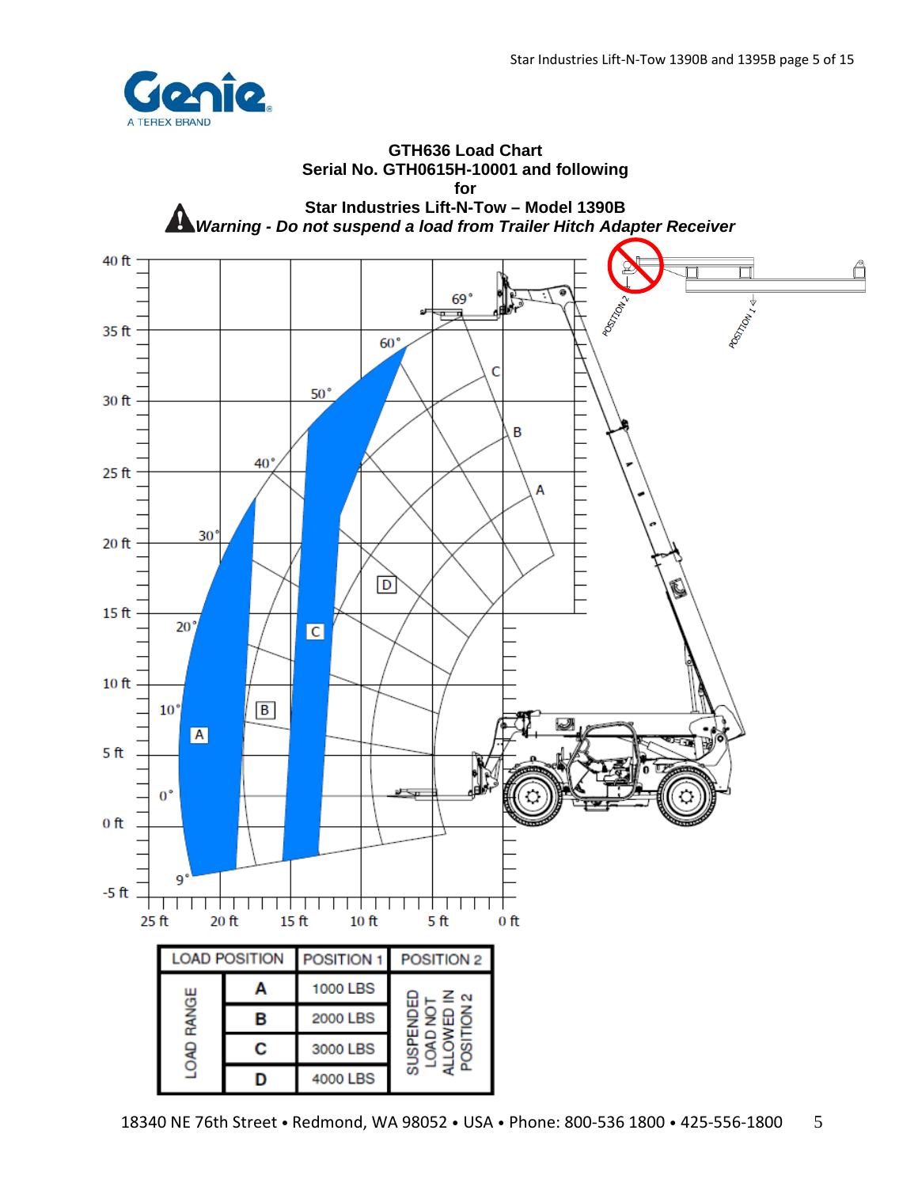Genie
A TEREX BRAND

**GTH636 Load Chart**
**Serial No. GTH0615H-10001 and following**
**for**
**Star Industries Lift-N-Tow – Model 1390B**

***Warning - Do not suspend a load from Trailer Hitch Adapter Receiver***

| LOAD POSITION | | POSITION 1 | POSITION 2 |
|---|---|---|---|
| LOAD RANGE | A | 1000 LBS | SUSPENDED LOAD NOT ALLOWED IN POSITION 2 |
| | B | 2000 LBS | |
| | C | 3000 LBS | |
| | D | 4000 LBS | |

18340 NE 76th Street • Redmond, WA 98052 • USA • Phone: 800-536 1800 • 425-556-1800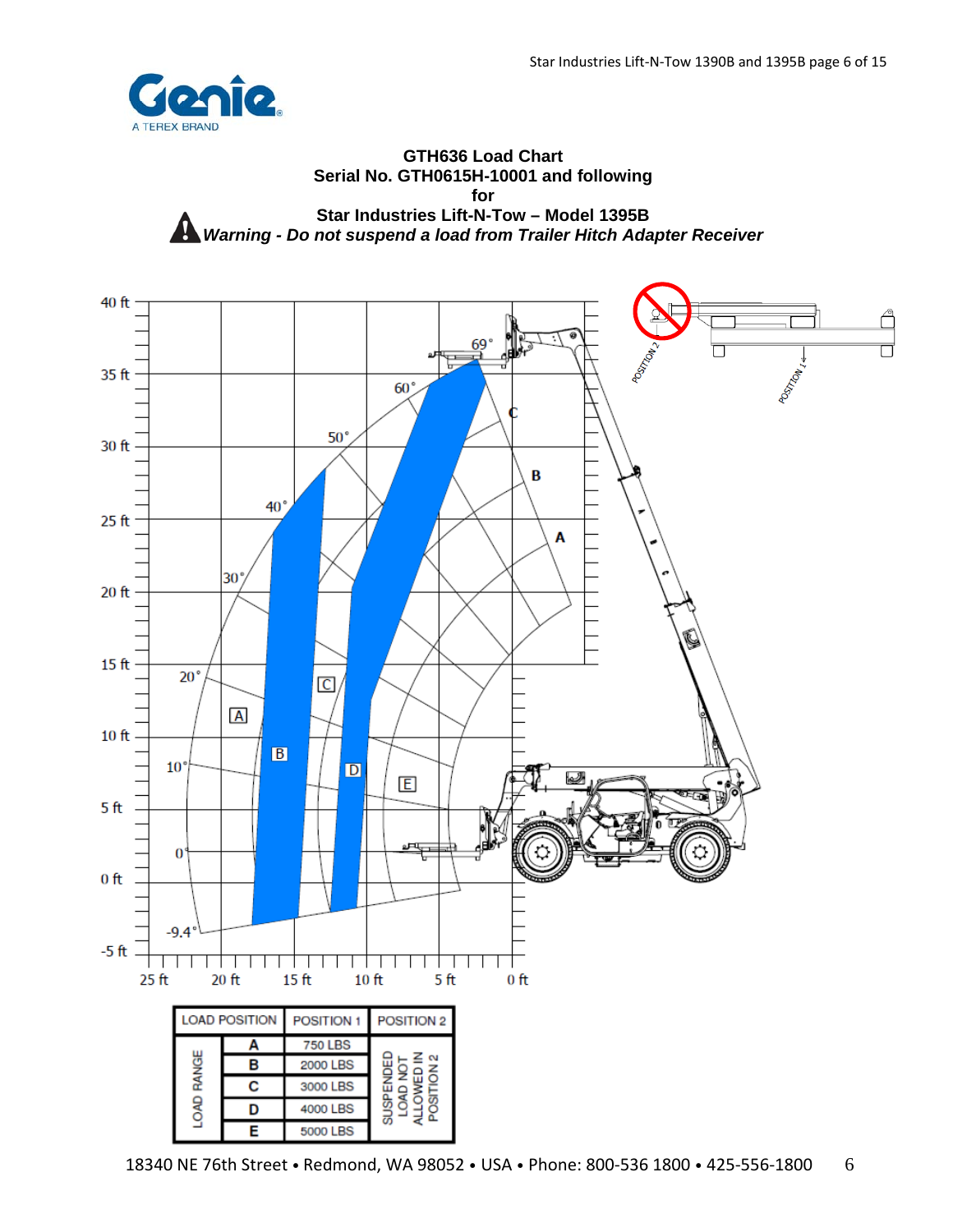**GTH636 Load Chart**
**Serial No. GTH0615H-10001 and following**
**for**
**Star Industries Lift-N-Tow – Model 1395B**

***Warning - Do not suspend a load from Trailer Hitch Adapter Receiver***

| LOAD POSITION | | POSITION 1 | POSITION 2 |
|---|---|---|---|
| LOAD RANGE | A | 750 LBS | SUSPENDED LOAD NOT ALLOWED IN POSITION 2 |
| | B | 2000 LBS | |
| | C | 3000 LBS | |
| | D | 4000 LBS | |
| | E | 5000 LBS | |

18340 NE 76th Street • Redmond, WA 98052 • USA • Phone: 800-536 1800 • 425-556-1800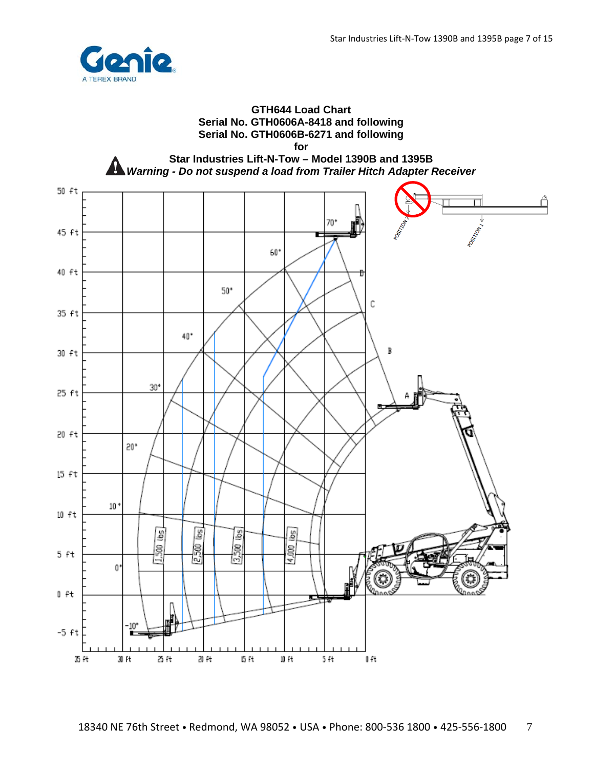# GTH644 Load Chart
## Serial No. GTH0606A-8418 and following
## Serial No. GTH0606B-6271 and following
## for
## Star Industries Lift-N-Tow – Model 1390B and 1395B

***Warning - Do not suspend a load from Trailer Hitch Adapter Receiver***

POSITION 2

POSITION 1

70°

60°

50°

40°

30°

20°

10°

0°

-10°

A

B

C

D

1,500 lbs

2,500 lbs

3,500 lbs

4,000 lbs

50 ft

45 ft

40 ft

35 ft

30 ft

25 ft

20 ft

15 ft

10 ft

5 ft

0 ft

-5 ft

35 ft 30 ft 25 ft 20 ft 15 ft 10 ft 5 ft 0 ft

18340 NE 76th Street • Redmond, WA 98052 • USA • Phone: 800-536 1800 • 425-556-1800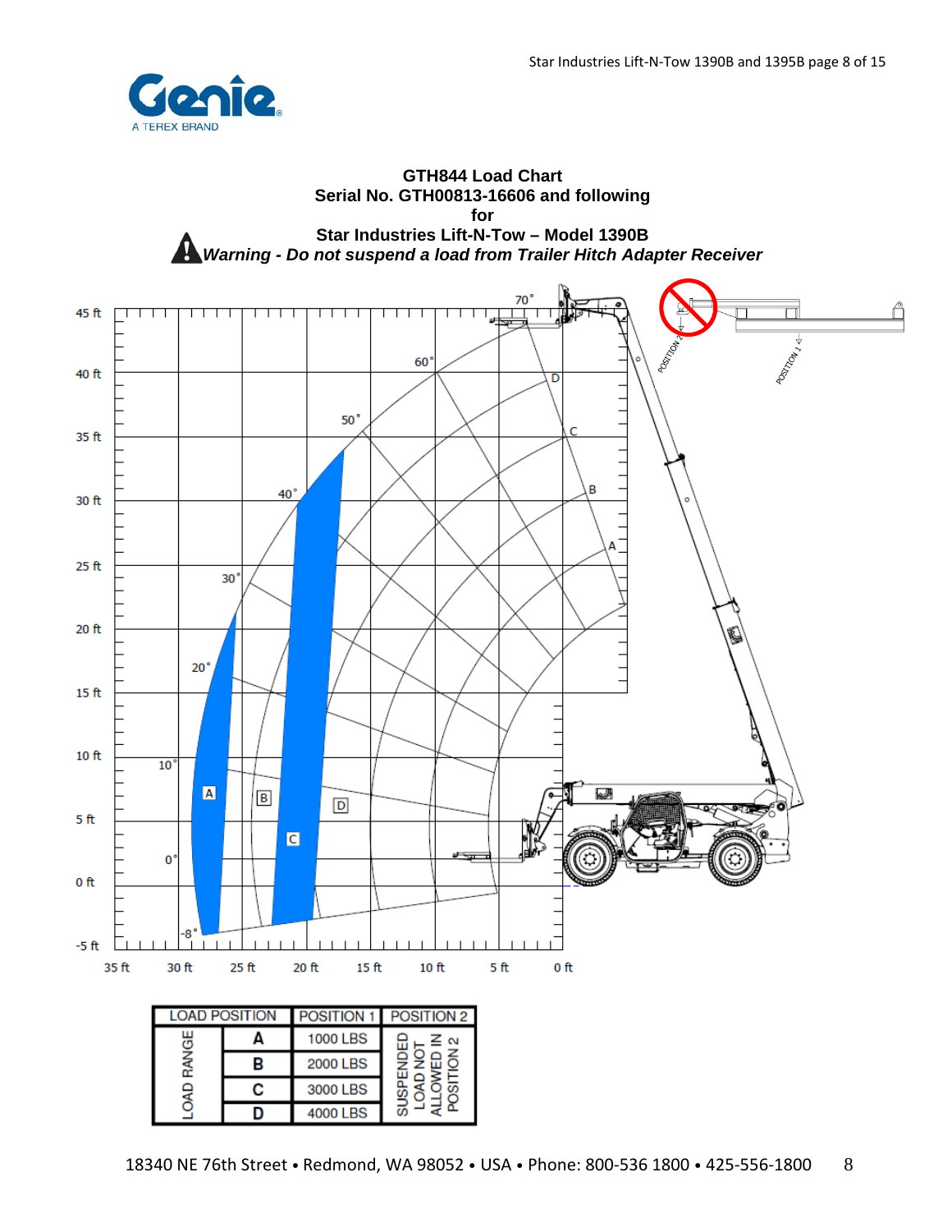GTH844 Load Chart
Serial No. GTH00813-16606 and following
for
Star Industries Lift-N-Tow – Model 1390B

***Warning - Do not suspend a load from Trailer Hitch Adapter Receiver***

| LOAD POSITION | | POSITION 1 | POSITION 2 |
|---|---|---|---|
| LOAD RANGE | A | 1000 LBS | SUSPENDED LOAD NOT ALLOWED IN POSITION 2 |
| | B | 2000 LBS | |
| | C | 3000 LBS | |
| | D | 4000 LBS | |

18340 NE 76th Street • Redmond, WA 98052 • USA • Phone: 800-536 1800 • 425-556-1800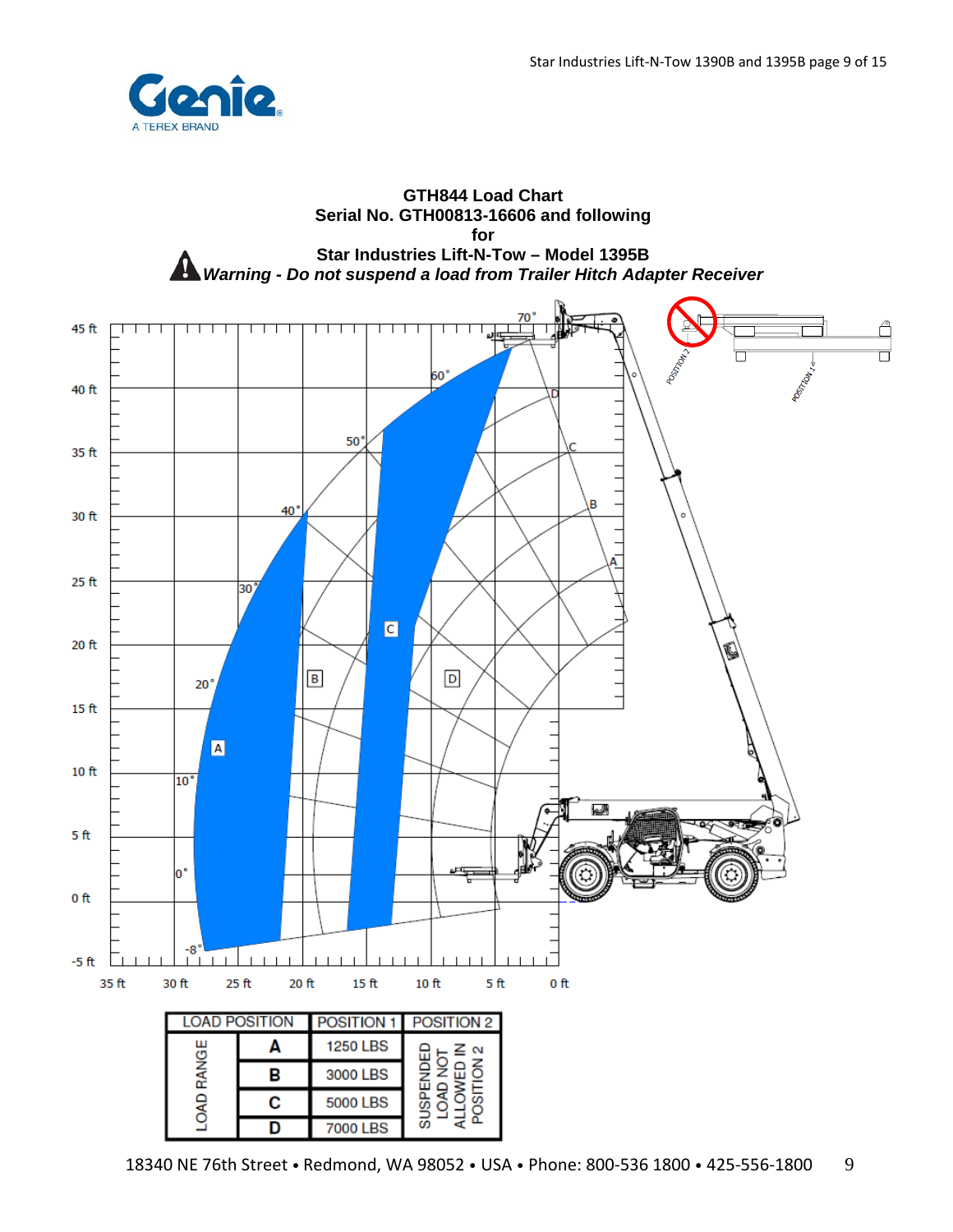**GTH844 Load Chart**
**Serial No. GTH00813-16606 and following**
**for**
**Star Industries Lift-N-Tow – Model 1395B**

***Warning - Do not suspend a load from Trailer Hitch Adapter Receiver***

| LOAD POSITION | | POSITION 1 | POSITION 2 |
|---|---|---|---|
| LOAD RANGE | A | 1250 LBS | SUSPENDED LOAD NOT ALLOWED IN POSITION 2 |
| | B | 3000 LBS | |
| | C | 5000 LBS | |
| | D | 7000 LBS | |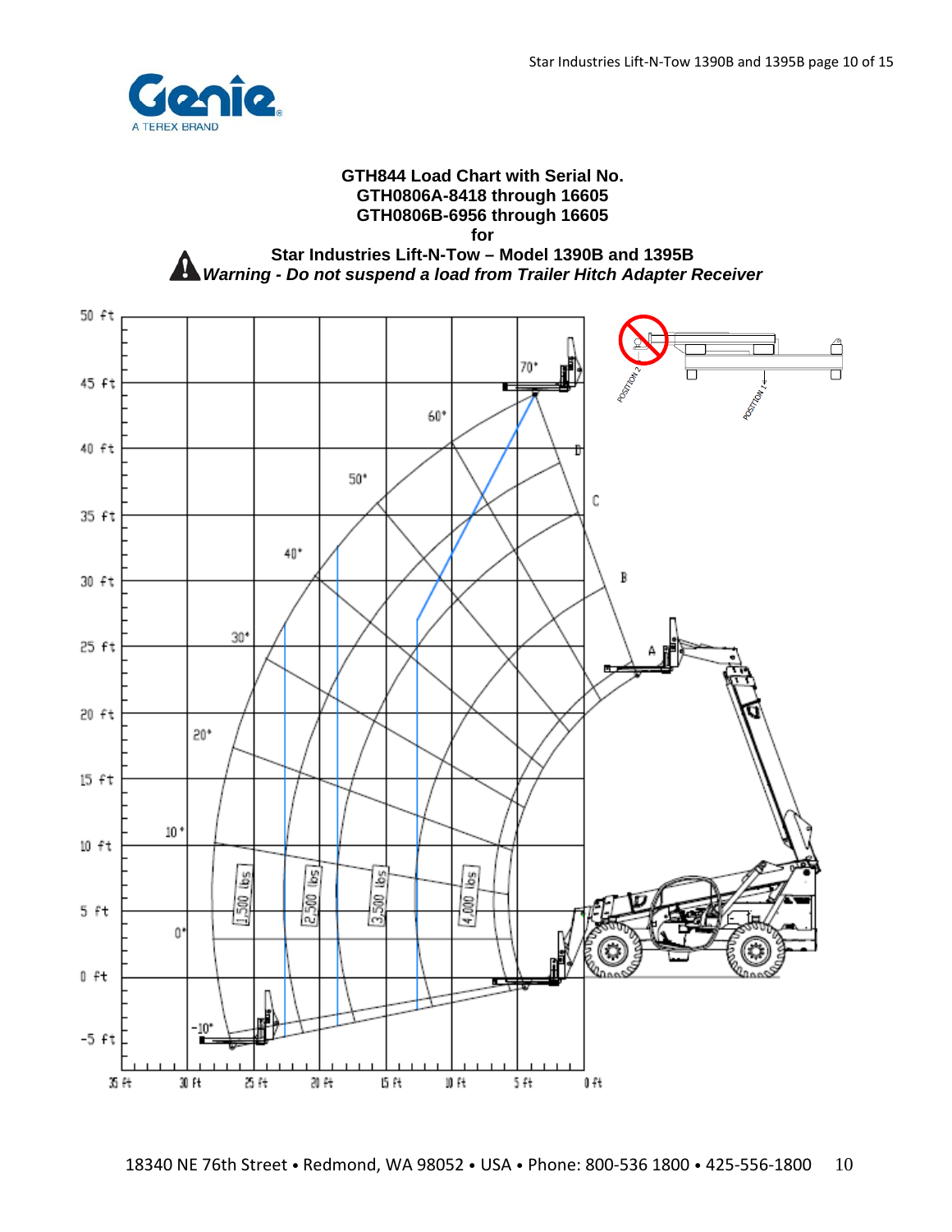**GTH844 Load Chart with Serial No.**
**GTH0806A-8418 through 16605**
**GTH0806B-6956 through 16605**
**for**
**Star Industries Lift-N-Tow – Model 1390B and 1395B**

***Warning - Do not suspend a load from Trailer Hitch Adapter Receiver***

POSITION 2

POSITION 1

70°

60°

50°

40°

30°

20°

10°

0°

-10°

A

B

C

D

1,500 lbs

2,500 lbs

3,500 lbs

4,000 lbs

50 ft
45 ft
40 ft
35 ft
30 ft
25 ft
20 ft
15 ft
10 ft
5 ft
0 ft
-5 ft

35 ft
30 ft
25 ft
20 ft
15 ft
10 ft
5 ft
0 ft

18340 NE 76th Street • Redmond, WA 98052 • USA • Phone: 800-536 1800 • 425-556-1800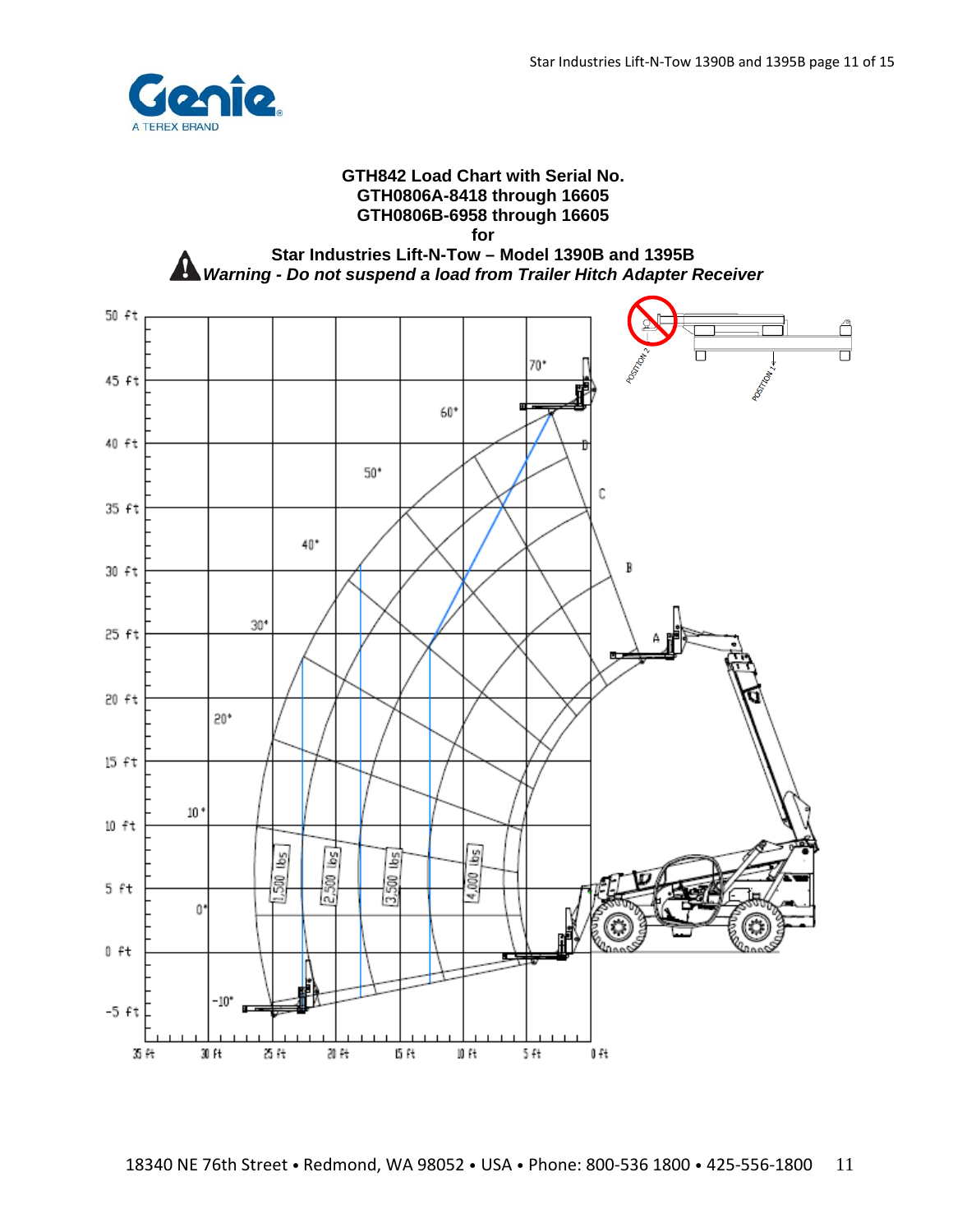# GTH842 Load Chart with Serial No. GTH0806A-8418 through 16605 GTH0806B-6958 through 16605 for Star Industries Lift-N-Tow – Model 1390B and 1395B

***Warning - Do not suspend a load from Trailer Hitch Adapter Receiver***

50 ft
45 ft
40 ft
35 ft
30 ft
25 ft
20 ft
15 ft
10 ft
5 ft
0 ft
-5 ft

70°
60°
50°
40°
30°
20°
10°
0°
-10°

D
C
B
A

POSITION 2
POSITION 1

1,500 lbs
2,500 lbs
3,500 lbs
4,000 lbs

35 ft 30 ft 25 ft 20 ft 15 ft 10 ft 5 ft 0 ft

18340 NE 76th Street • Redmond, WA 98052 • USA • Phone: 800-536 1800 • 425-556-1800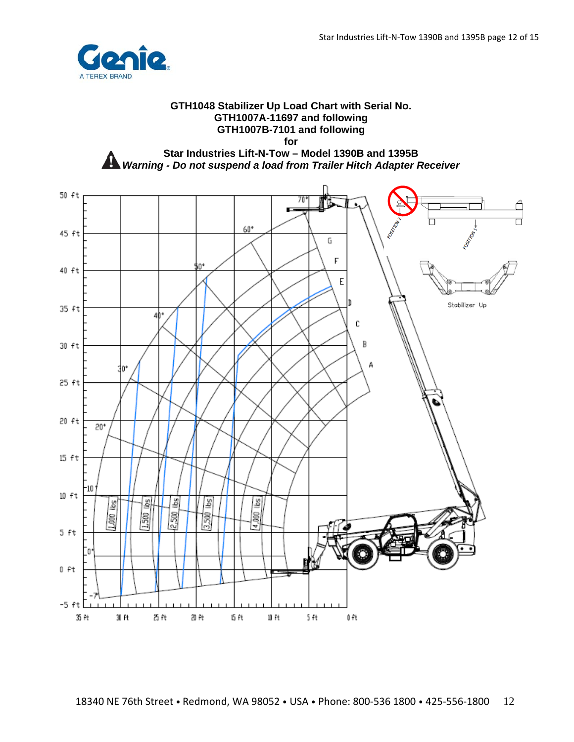# GTH1048 Stabilizer Up Load Chart with Serial No. GTH1007A-11697 and following GTH1007B-7101 and following for Star Industries Lift-N-Tow – Model 1390B and 1395B

***Warning - Do not suspend a load from Trailer Hitch Adapter Receiver***

50 ft
45 ft
40 ft
35 ft
30 ft
25 ft
20 ft
15 ft
10 ft
5 ft
0 ft
-5 ft

35 ft 30 ft 25 ft 20 ft 15 ft 10 ft 5 ft 0 ft

70° 60° 50° 40° 30° 20° 10° 0° -7°

G F E D C B A

1,000 lbs
1,500 lbs
2,500 lbs
3,500 lbs
4,000 lbs

POSITION 2
POSITION 1

Stabilizer Up

18340 NE 76th Street • Redmond, WA 98052 • USA • Phone: 800-536 1800 • 425-556-1800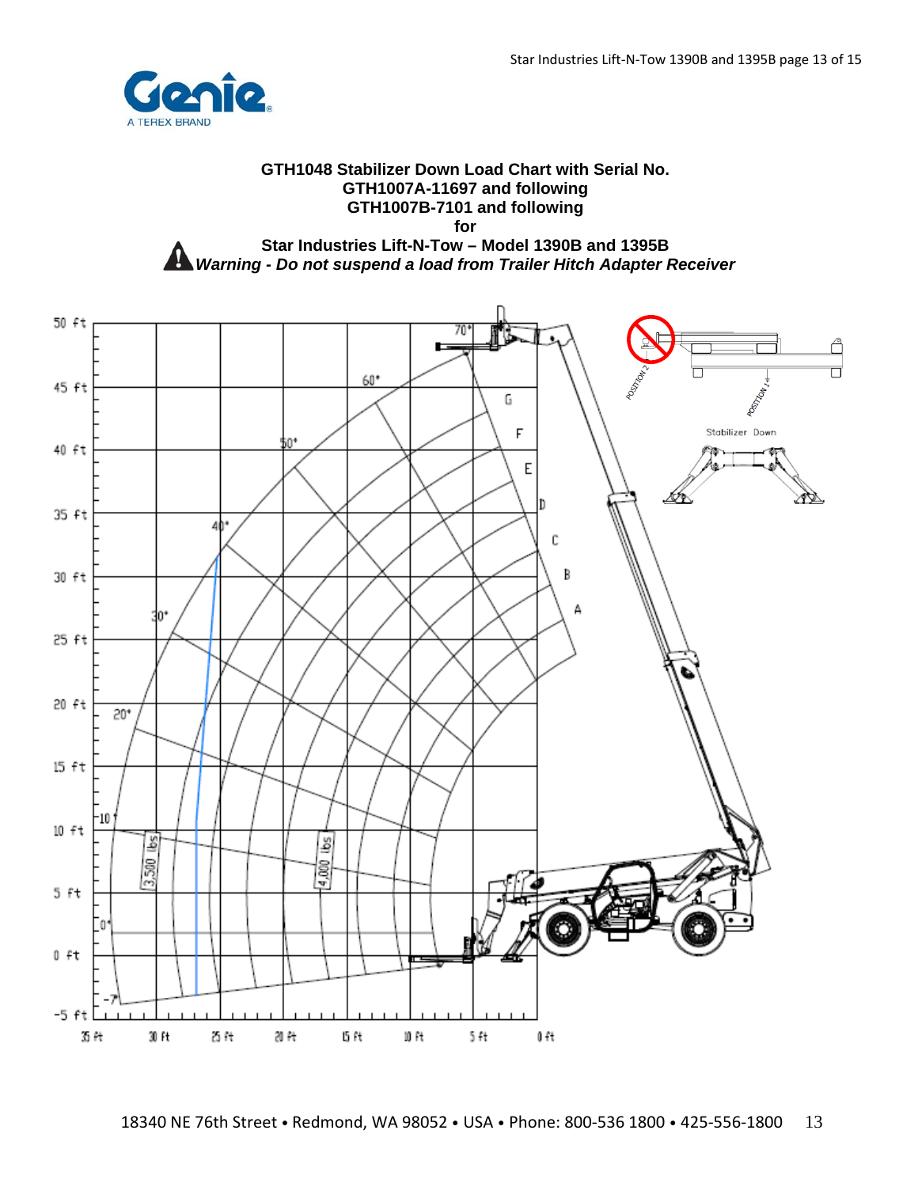# GTH1048 Stabilizer Down Load Chart with Serial No. GTH1007A-11697 and following GTH1007B-7101 and following for Star Industries Lift-N-Tow – Model 1390B and 1395B

***Warning - Do not suspend a load from Trailer Hitch Adapter Receiver***

50 ft
45 ft
40 ft
35 ft
30 ft
25 ft
20 ft
15 ft
10 ft
5 ft
0 ft
-5 ft

35 ft  30 ft  25 ft  20 ft  15 ft  10 ft  5 ft  0 ft

70° 60° 50° 40° 30° 20° 10° 0° -7°

G F E D C B A

3,500 lbs

4,000 lbs

POSITION 2

POSITION 1

Stabilizer Down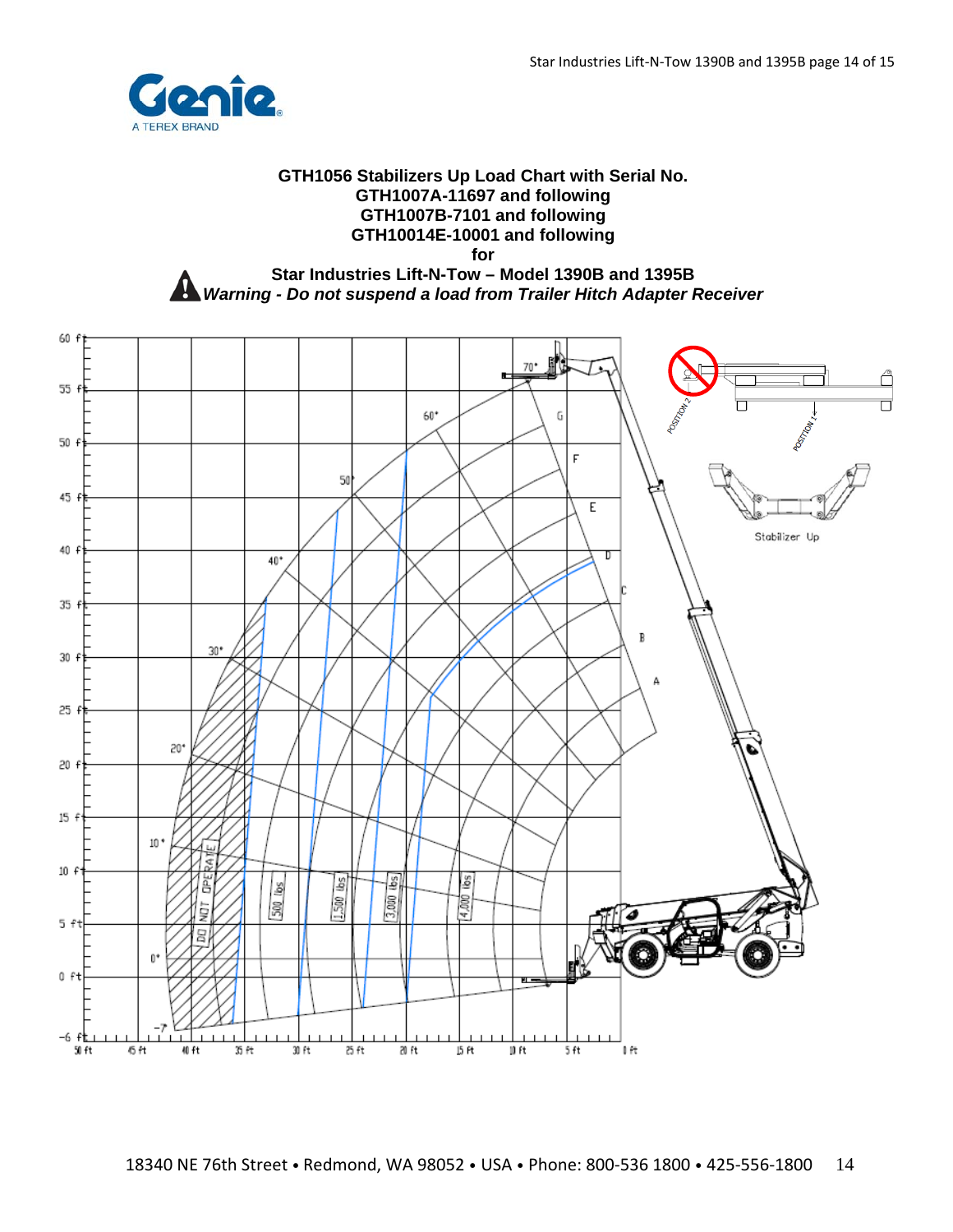# GTH1056 Stabilizers Up Load Chart with Serial No.
# GTH1007A-11697 and following
# GTH1007B-7101 and following
# GTH10014E-10001 and following
# for
# Star Industries Lift-N-Tow – Model 1390B and 1395B

***Warning - Do not suspend a load from Trailer Hitch Adapter Receiver***

60 ft
55 ft
50 ft
45 ft
40 ft
35 ft
30 ft
25 ft
20 ft
15 ft
10 ft
5 ft
0 ft
-6 ft

50 ft 45 ft 40 ft 35 ft 30 ft 25 ft 20 ft 15 ft 10 ft 5 ft 0 ft

70° 60° 50° 40° 30° 20° 10° 0° -7°

A B C D E F G

DO NOT OPERATE

500 lbs
1,500 lbs
3,000 lbs
4,000 lbs

POSITION 2
POSITION 1

Stabilizer Up

18340 NE 76th Street • Redmond, WA 98052 • USA • Phone: 800-536 1800 • 425-556-1800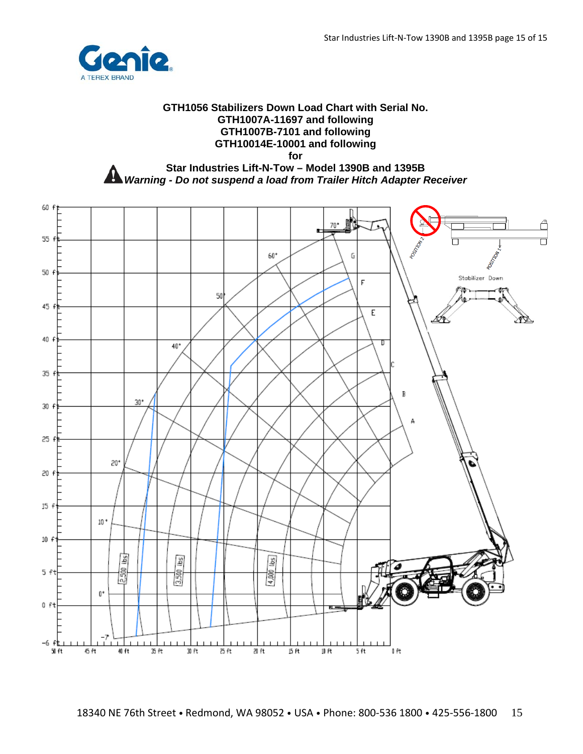**GTH1056 Stabilizers Down Load Chart with Serial No.**
**GTH1007A-11697 and following**
**GTH1007B-7101 and following**
**GTH10014E-10001 and following**
**for**
**Star Industries Lift-N-Tow – Model 1390B and 1395B**

***Warning - Do not suspend a load from Trailer Hitch Adapter Receiver***

60 ft
55 ft
50 ft
45 ft
40 ft
35 ft
30 ft
25 ft
20 ft
15 ft
10 ft
5 ft
0 ft
-6 ft

50 ft
45 ft
40 ft
35 ft
30 ft
25 ft
20 ft
15 ft
10 ft
5 ft
0 ft

70°
60°
50°
40°
30°
20°
10°
0°
-7°

A
B
C
D
E
F
G

2,500 lbs
3,500 lbs
4,000 lbs

POSITION 2
POSITION 1
Stabilizer Down